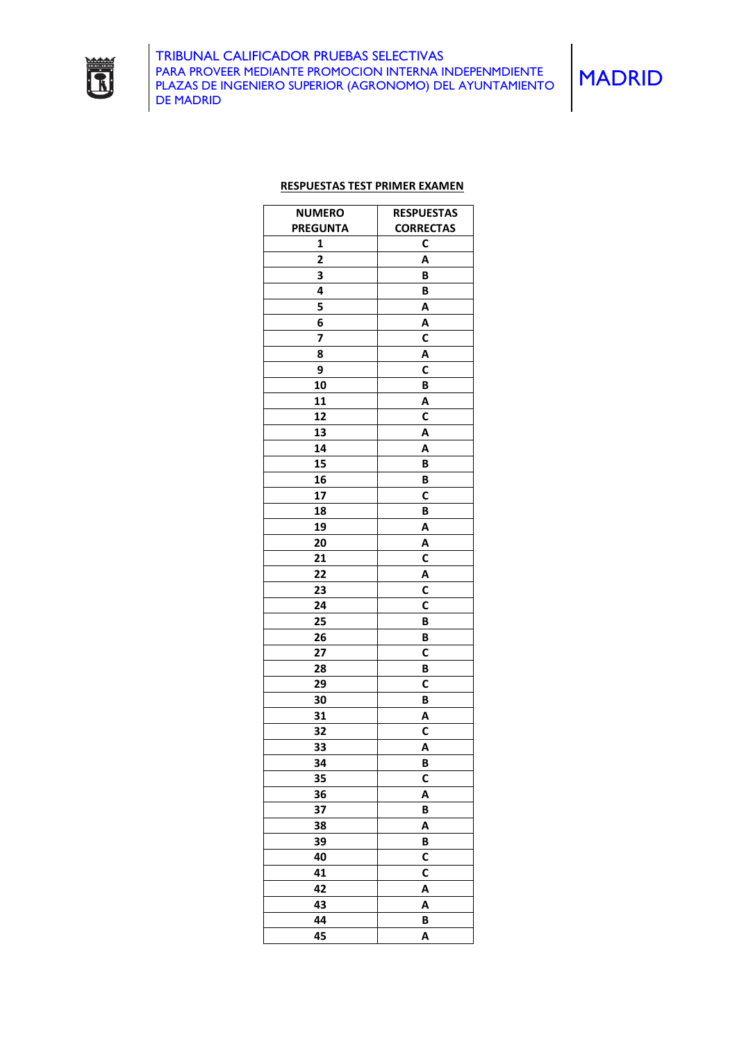TRIBUNAL CALIFICADOR PRUEBAS SELECTIVAS
PARA PROVEER MEDIANTE PROMOCION INTERNA INDEPENMDIENTE PLAZAS DE INGENIERO SUPERIOR (AGRONOMO) DEL AYUNTAMIENTO DE MADRID

MADRID

## RESPUESTAS TEST PRIMER EXAMEN

| NUMERO PREGUNTA | RESPUESTAS CORRECTAS |
|---|---|
| 1 | C |
| 2 | A |
| 3 | B |
| 4 | B |
| 5 | A |
| 6 | A |
| 7 | C |
| 8 | A |
| 9 | C |
| 10 | B |
| 11 | A |
| 12 | C |
| 13 | A |
| 14 | A |
| 15 | B |
| 16 | B |
| 17 | C |
| 18 | B |
| 19 | A |
| 20 | A |
| 21 | C |
| 22 | A |
| 23 | C |
| 24 | C |
| 25 | B |
| 26 | B |
| 27 | C |
| 28 | B |
| 29 | C |
| 30 | B |
| 31 | A |
| 32 | C |
| 33 | A |
| 34 | B |
| 35 | C |
| 36 | A |
| 37 | B |
| 38 | A |
| 39 | B |
| 40 | C |
| 41 | C |
| 42 | A |
| 43 | A |
| 44 | B |
| 45 | A |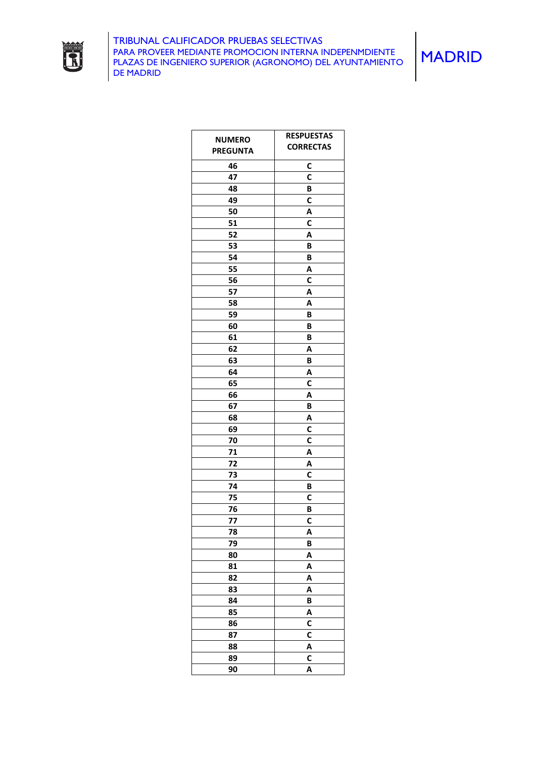| NUMERO PREGUNTA | RESPUESTAS CORRECTAS |
|---|---|
| 46 | C |
| 47 | C |
| 48 | B |
| 49 | C |
| 50 | A |
| 51 | C |
| 52 | A |
| 53 | B |
| 54 | B |
| 55 | A |
| 56 | C |
| 57 | A |
| 58 | A |
| 59 | B |
| 60 | B |
| 61 | B |
| 62 | A |
| 63 | B |
| 64 | A |
| 65 | C |
| 66 | A |
| 67 | B |
| 68 | A |
| 69 | C |
| 70 | C |
| 71 | A |
| 72 | A |
| 73 | C |
| 74 | B |
| 75 | C |
| 76 | B |
| 77 | C |
| 78 | A |
| 79 | B |
| 80 | A |
| 81 | A |
| 82 | A |
| 83 | A |
| 84 | B |
| 85 | A |
| 86 | C |
| 87 | C |
| 88 | A |
| 89 | C |
| 90 | A |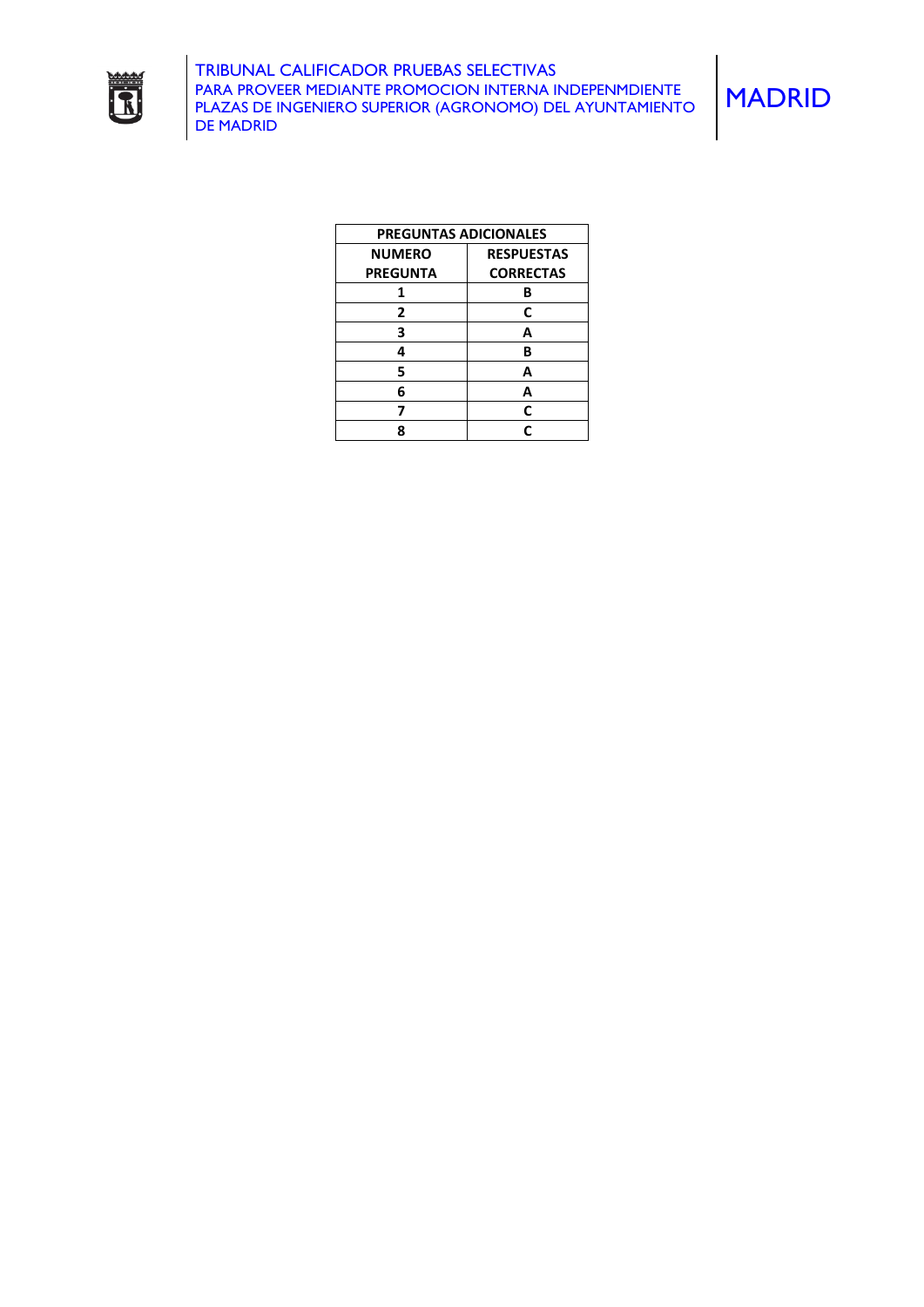| PREGUNTAS ADICIONALES | |
| --- | --- |
| **NUMERO PREGUNTA** | **RESPUESTAS CORRECTAS** |
| **1** | **B** |
| **2** | **C** |
| **3** | **A** |
| **4** | **B** |
| **5** | **A** |
| **6** | **A** |
| **7** | **C** |
| **8** | **C** |